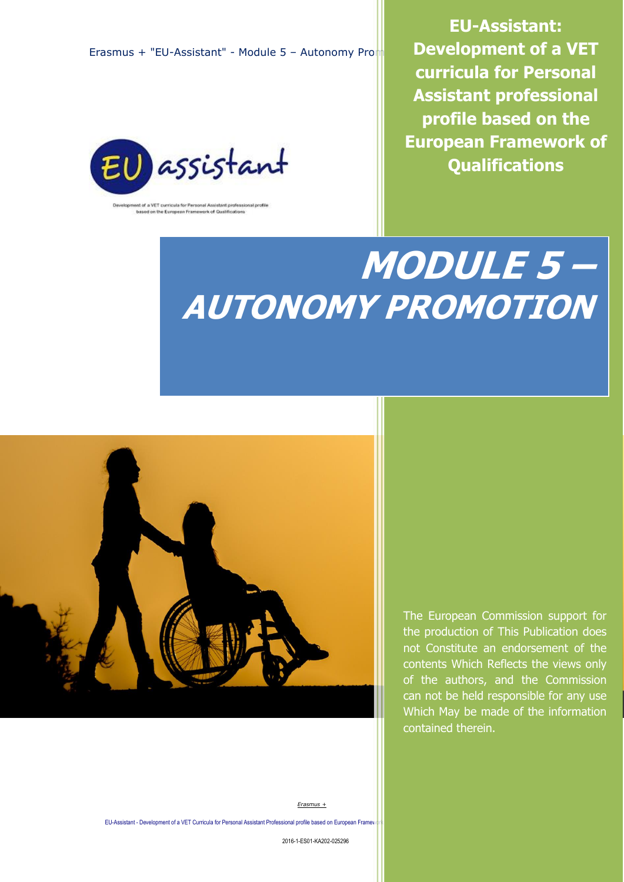# EU-Assistant: Development of a VET curricula for Personal Assistant professional profile based on the European Framework of Qualifications

Development of a VET curricula for Personal Assistant professional profile based on the European Framework of Qualifications

# MODULE 5 – AUTONOMY PROMOTION

The European Commission support for the production of This Publication does not Constitute an endorsement of the contents Which Reflects the views only of the authors, and the Commission can not be held responsible for any use Which May be made of the information contained therein.

2016-1-ES01-KA202-025296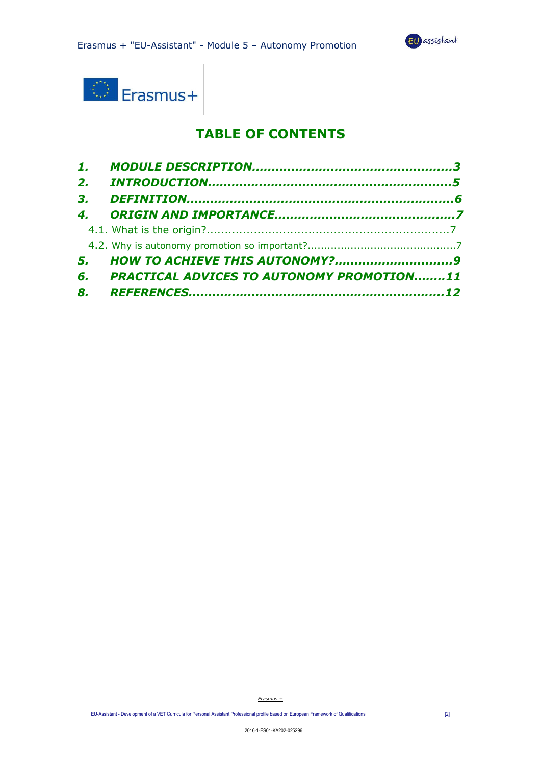# TABLE OF CONTENTS

1. MODULE DESCRIPTION....................................................3
2. INTRODUCTION..............................................................5
3. DEFINITION....................................................................6
4. ORIGIN AND IMPORTANCE...............................................7
   - 4.1. What is the origin?...................................................................7
   - 4.2. Why is autonomy promotion so important?...........................................7
5. HOW TO ACHIEVE THIS AUTONOMY?...............................9
6. PRACTICAL ADVICES TO AUTONOMY PROMOTION........11
8. REFERENCES................................................................12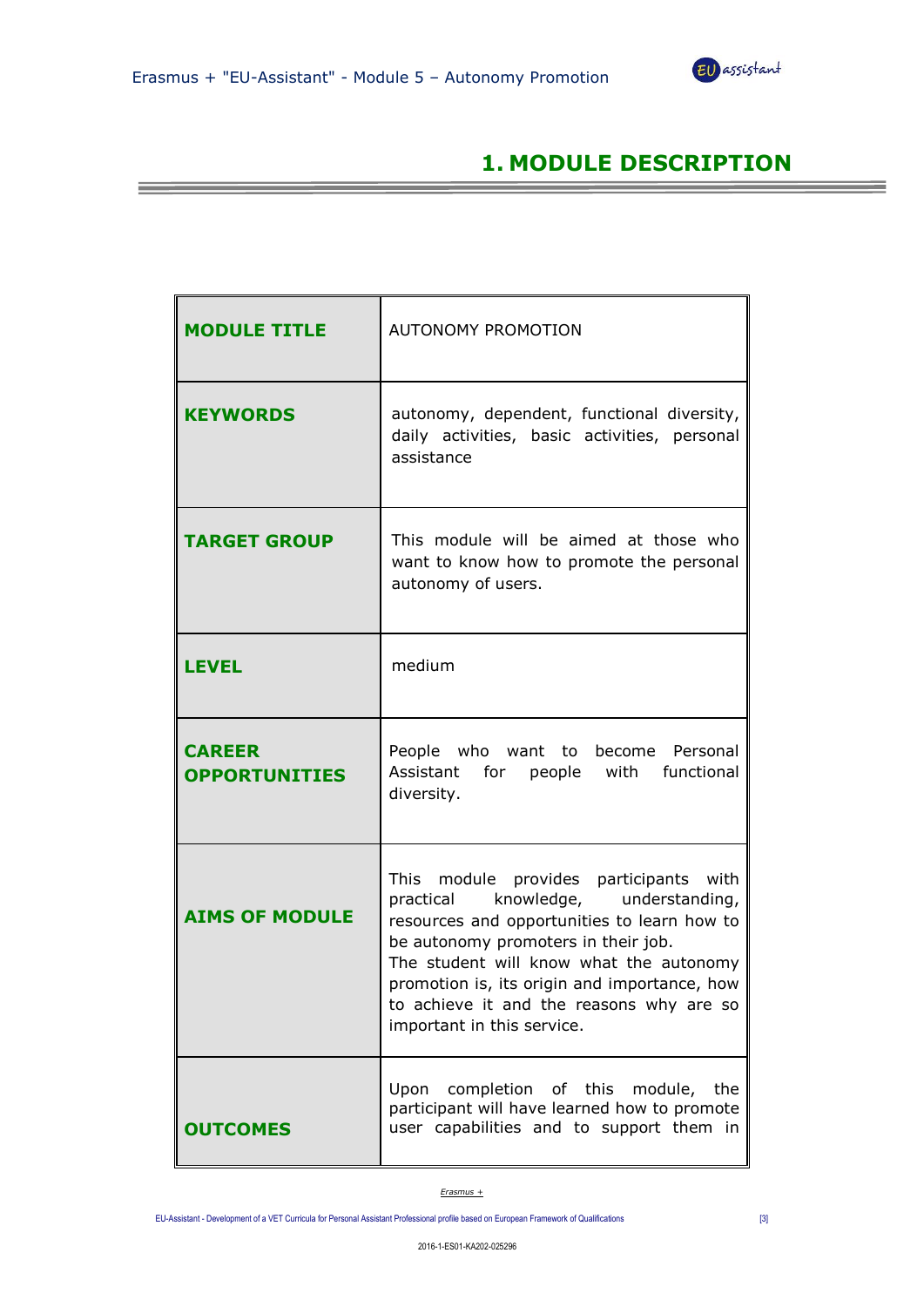# 1. MODULE DESCRIPTION

| | |
|---|---|
| **MODULE TITLE** | AUTONOMY PROMOTION |
| **KEYWORDS** | autonomy, dependent, functional diversity, daily activities, basic activities, personal assistance |
| **TARGET GROUP** | This module will be aimed at those who want to know how to promote the personal autonomy of users. |
| **LEVEL** | medium |
| **CAREER OPPORTUNITIES** | People who want to become Personal Assistant for people with functional diversity. |
| **AIMS OF MODULE** | This module provides participants with practical knowledge, understanding, resources and opportunities to learn how to be autonomy promoters in their job. The student will know what the autonomy promotion is, its origin and importance, how to achieve it and the reasons why are so important in this service. |
| **OUTCOMES** | Upon completion of this module, the participant will have learned how to promote user capabilities and to support them in |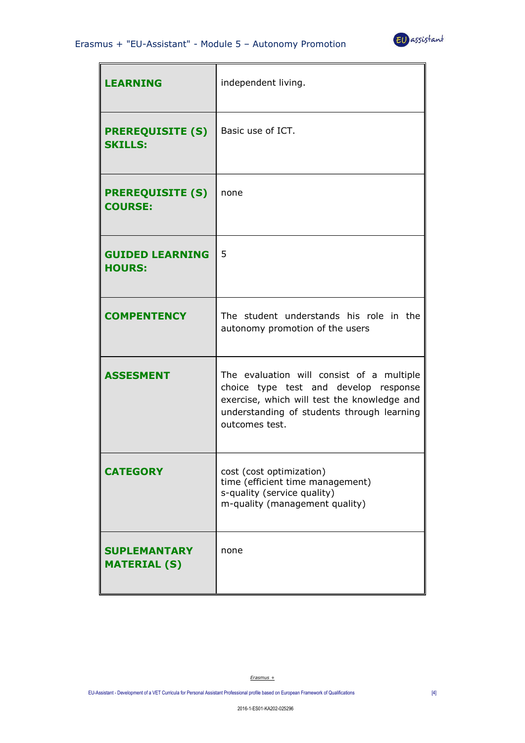| | |
|---|---|
| **LEARNING** | independent living. |
| **PREREQUISITE (S) SKILLS:** | Basic use of ICT. |
| **PREREQUISITE (S) COURSE:** | none |
| **GUIDED LEARNING HOURS:** | 5 |
| **COMPENTENCY** | The student understands his role in the autonomy promotion of the users |
| **ASSESMENT** | The evaluation will consist of a multiple choice type test and develop response exercise, which will test the knowledge and understanding of students through learning outcomes test. |
| **CATEGORY** | cost (cost optimization)<br>time (efficient time management)<br>s-quality (service quality)<br>m-quality (management quality) |
| **SUPLEMANTARY MATERIAL (S)** | none |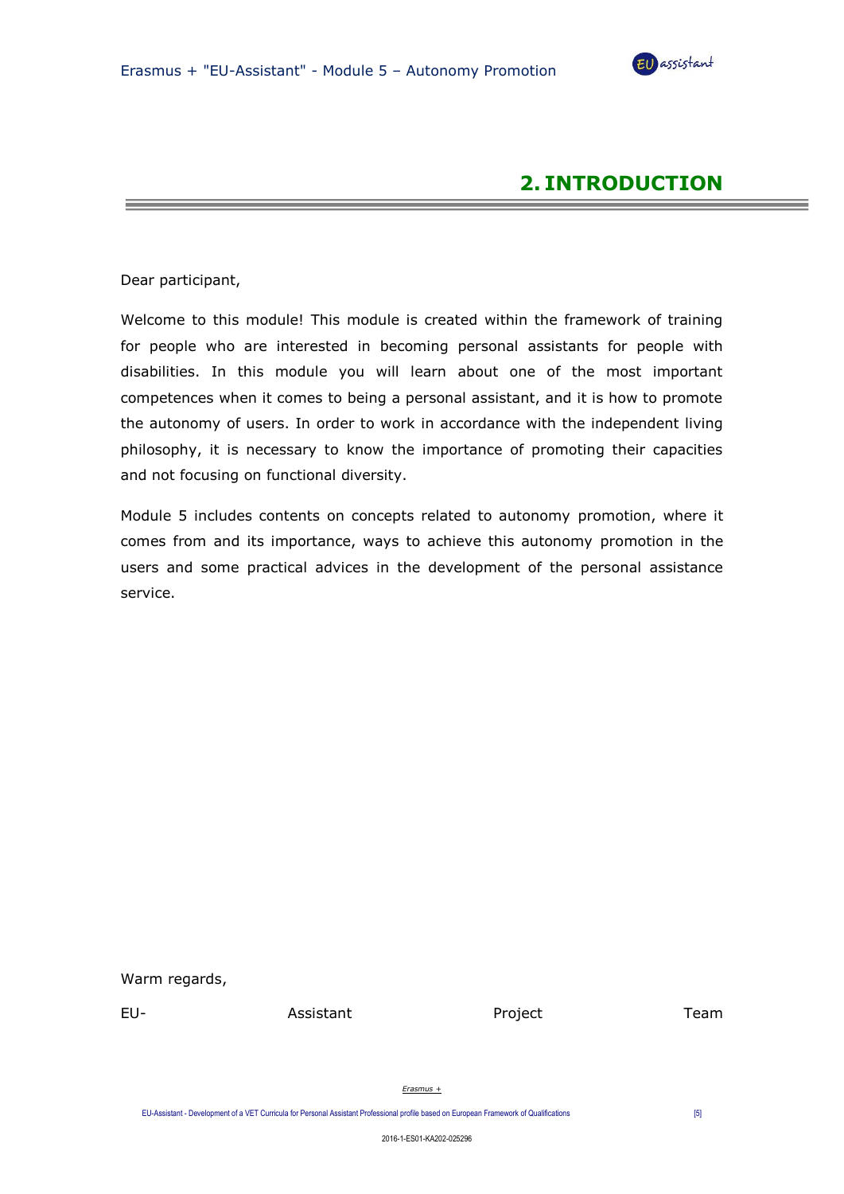# 2. INTRODUCTION

Dear participant,

Welcome to this module! This module is created within the framework of training for people who are interested in becoming personal assistants for people with disabilities. In this module you will learn about one of the most important competences when it comes to being a personal assistant, and it is how to promote the autonomy of users. In order to work in accordance with the independent living philosophy, it is necessary to know the importance of promoting their capacities and not focusing on functional diversity.

Module 5 includes contents on concepts related to autonomy promotion, where it comes from and its importance, ways to achieve this autonomy promotion in the users and some practical advices in the development of the personal assistance service.

Warm regards,

EU- Assistant Project Team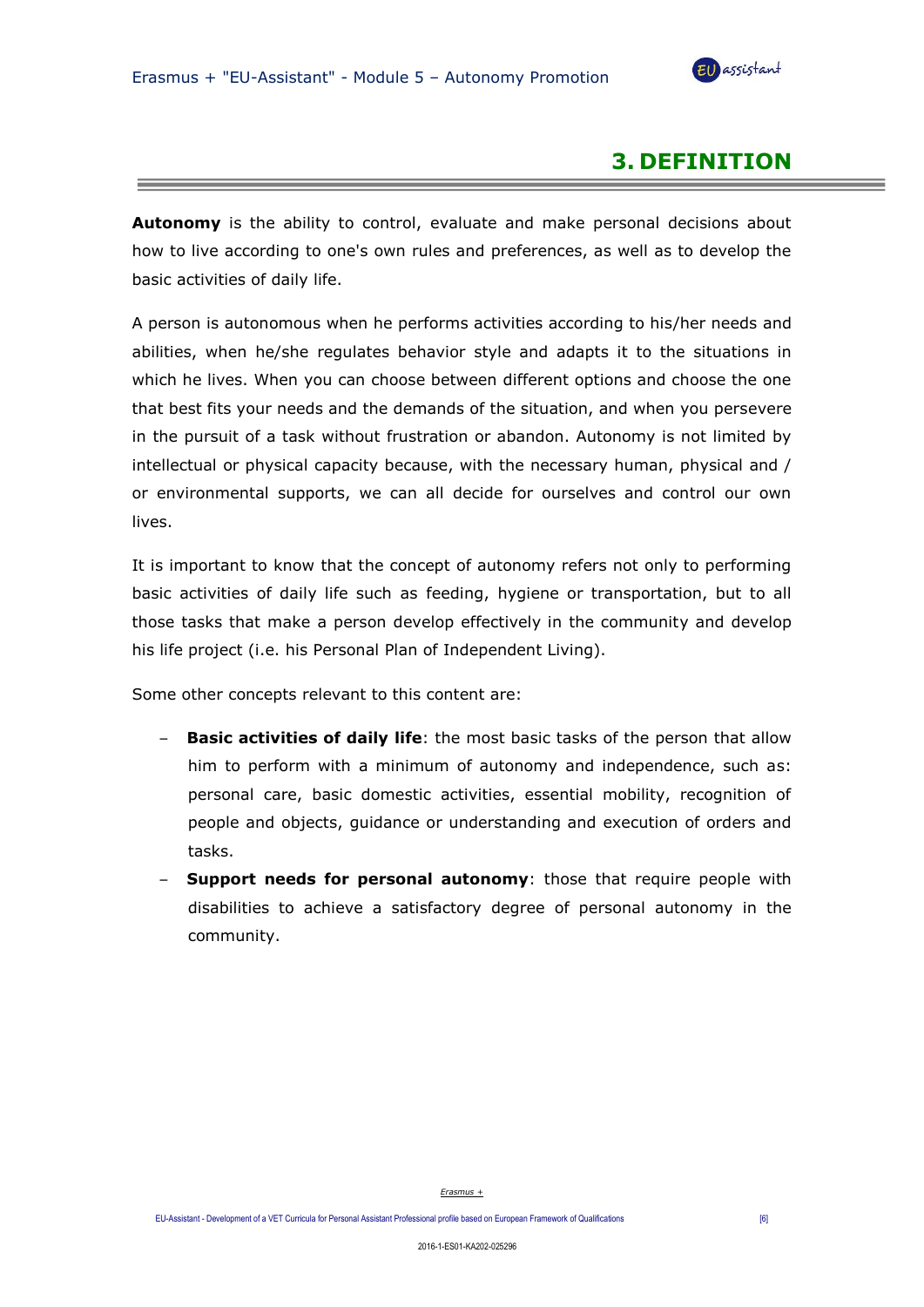# 3. DEFINITION

**Autonomy** is the ability to control, evaluate and make personal decisions about how to live according to one's own rules and preferences, as well as to develop the basic activities of daily life.

A person is autonomous when he performs activities according to his/her needs and abilities, when he/she regulates behavior style and adapts it to the situations in which he lives. When you can choose between different options and choose the one that best fits your needs and the demands of the situation, and when you persevere in the pursuit of a task without frustration or abandon. Autonomy is not limited by intellectual or physical capacity because, with the necessary human, physical and / or environmental supports, we can all decide for ourselves and control our own lives.

It is important to know that the concept of autonomy refers not only to performing basic activities of daily life such as feeding, hygiene or transportation, but to all those tasks that make a person develop effectively in the community and develop his life project (i.e. his Personal Plan of Independent Living).

Some other concepts relevant to this content are:

- **Basic activities of daily life**: the most basic tasks of the person that allow him to perform with a minimum of autonomy and independence, such as: personal care, basic domestic activities, essential mobility, recognition of people and objects, guidance or understanding and execution of orders and tasks.
- **Support needs for personal autonomy**: those that require people with disabilities to achieve a satisfactory degree of personal autonomy in the community.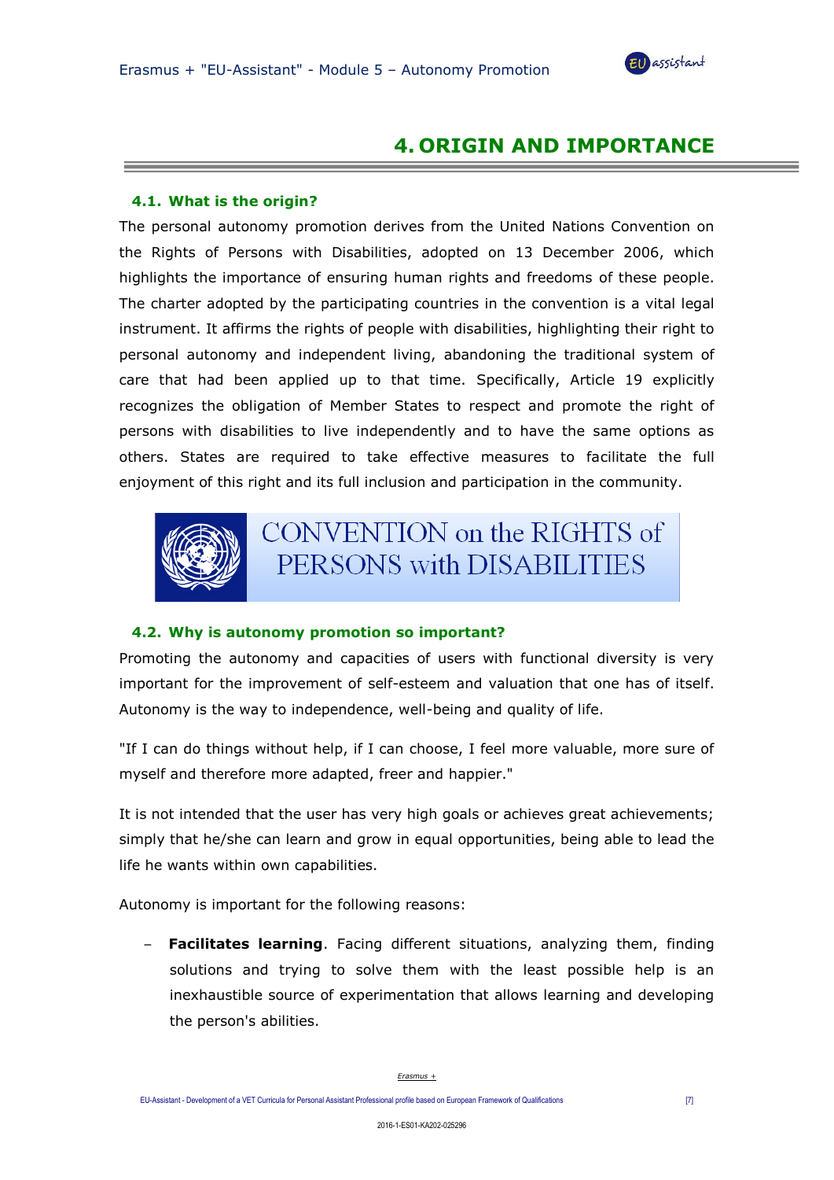## 4. ORIGIN AND IMPORTANCE

### 4.1. What is the origin?

The personal autonomy promotion derives from the United Nations Convention on the Rights of Persons with Disabilities, adopted on 13 December 2006, which highlights the importance of ensuring human rights and freedoms of these people. The charter adopted by the participating countries in the convention is a vital legal instrument. It affirms the rights of people with disabilities, highlighting their right to personal autonomy and independent living, abandoning the traditional system of care that had been applied up to that time. Specifically, Article 19 explicitly recognizes the obligation of Member States to respect and promote the right of persons with disabilities to live independently and to have the same options as others. States are required to take effective measures to facilitate the full enjoyment of this right and its full inclusion and participation in the community.

CONVENTION on the RIGHTS of PERSONS with DISABILITIES

### 4.2. Why is autonomy promotion so important?

Promoting the autonomy and capacities of users with functional diversity is very important for the improvement of self-esteem and valuation that one has of itself. Autonomy is the way to independence, well-being and quality of life.

"If I can do things without help, if I can choose, I feel more valuable, more sure of myself and therefore more adapted, freer and happier."

It is not intended that the user has very high goals or achieves great achievements; simply that he/she can learn and grow in equal opportunities, being able to lead the life he wants within own capabilities.

Autonomy is important for the following reasons:

- **Facilitates learning**. Facing different situations, analyzing them, finding solutions and trying to solve them with the least possible help is an inexhaustible source of experimentation that allows learning and developing the person's abilities.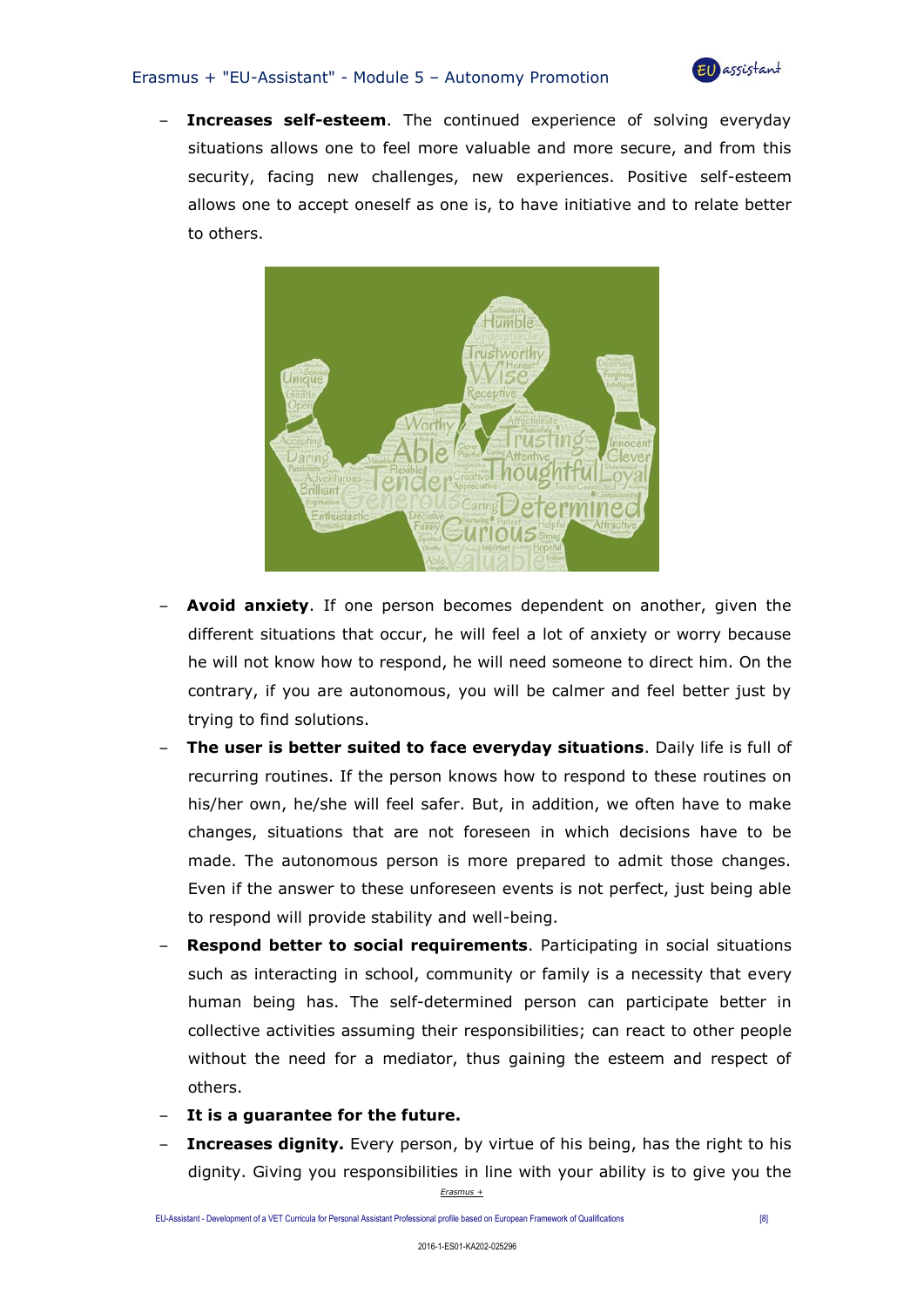- **Increases self-esteem**. The continued experience of solving everyday situations allows one to feel more valuable and more secure, and from this security, facing new challenges, new experiences. Positive self-esteem allows one to accept oneself as one is, to have initiative and to relate better to others.

- **Avoid anxiety**. If one person becomes dependent on another, given the different situations that occur, he will feel a lot of anxiety or worry because he will not know how to respond, he will need someone to direct him. On the contrary, if you are autonomous, you will be calmer and feel better just by trying to find solutions.
- **The user is better suited to face everyday situations**. Daily life is full of recurring routines. If the person knows how to respond to these routines on his/her own, he/she will feel safer. But, in addition, we often have to make changes, situations that are not foreseen in which decisions have to be made. The autonomous person is more prepared to admit those changes. Even if the answer to these unforeseen events is not perfect, just being able to respond will provide stability and well-being.
- **Respond better to social requirements**. Participating in social situations such as interacting in school, community or family is a necessity that every human being has. The self-determined person can participate better in collective activities assuming their responsibilities; can react to other people without the need for a mediator, thus gaining the esteem and respect of others.
- **It is a guarantee for the future.**
- **Increases dignity.** Every person, by virtue of his being, has the right to his dignity. Giving you responsibilities in line with your ability is to give you the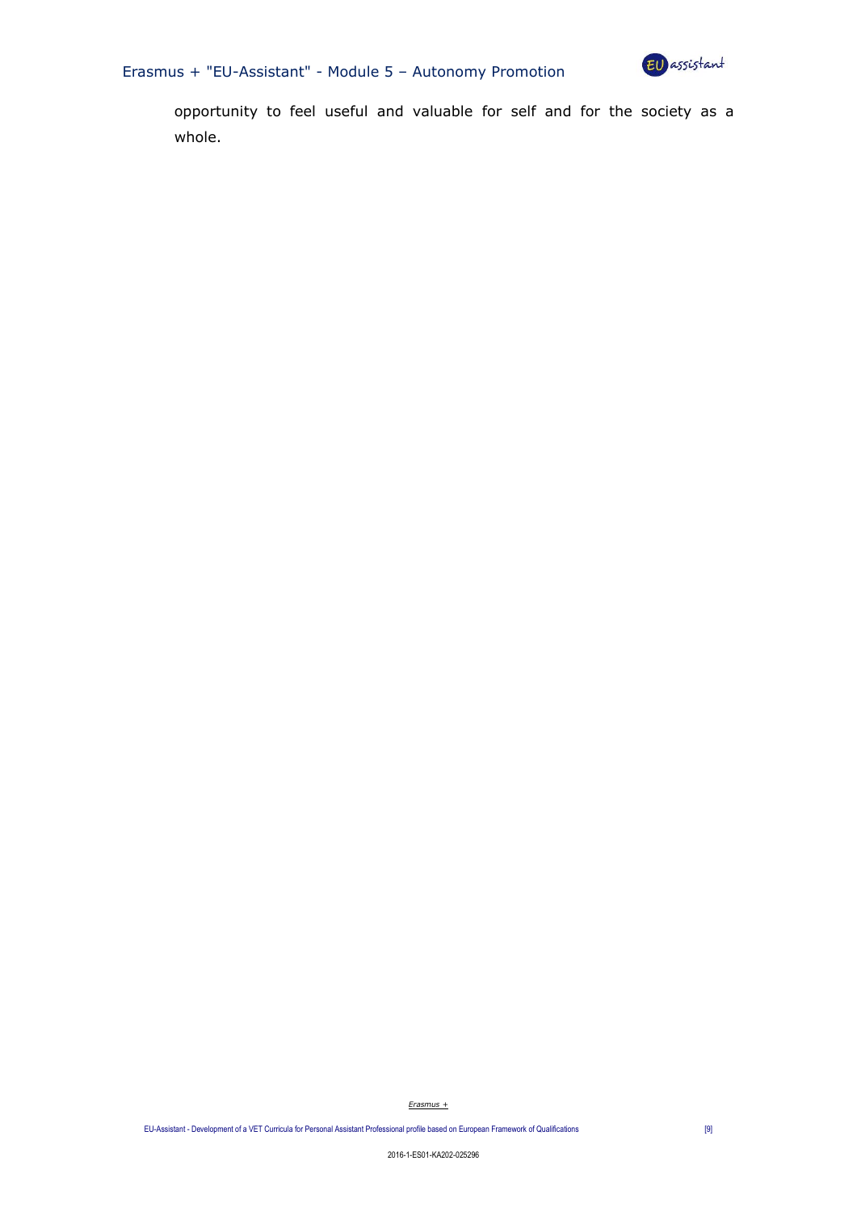opportunity to feel useful and valuable for self and for the society as a whole.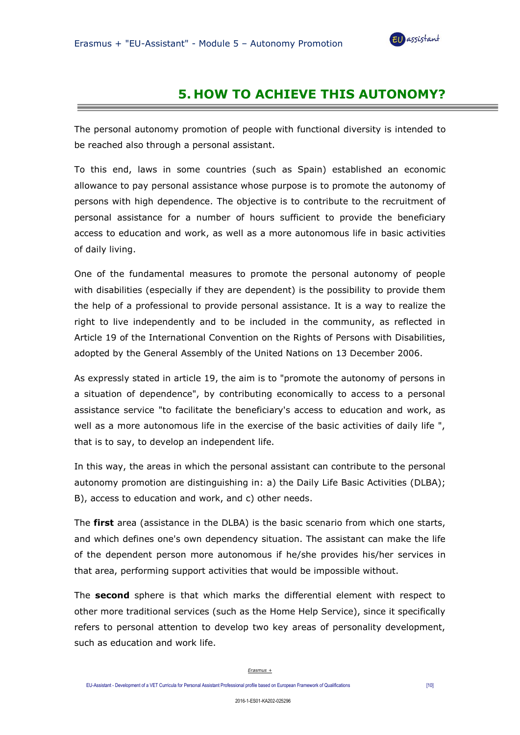## 5. HOW TO ACHIEVE THIS AUTONOMY?

The personal autonomy promotion of people with functional diversity is intended to be reached also through a personal assistant.

To this end, laws in some countries (such as Spain) established an economic allowance to pay personal assistance whose purpose is to promote the autonomy of persons with high dependence. The objective is to contribute to the recruitment of personal assistance for a number of hours sufficient to provide the beneficiary access to education and work, as well as a more autonomous life in basic activities of daily living.

One of the fundamental measures to promote the personal autonomy of people with disabilities (especially if they are dependent) is the possibility to provide them the help of a professional to provide personal assistance. It is a way to realize the right to live independently and to be included in the community, as reflected in Article 19 of the International Convention on the Rights of Persons with Disabilities, adopted by the General Assembly of the United Nations on 13 December 2006.

As expressly stated in article 19, the aim is to "promote the autonomy of persons in a situation of dependence", by contributing economically to access to a personal assistance service "to facilitate the beneficiary's access to education and work, as well as a more autonomous life in the exercise of the basic activities of daily life ", that is to say, to develop an independent life.

In this way, the areas in which the personal assistant can contribute to the personal autonomy promotion are distinguishing in: a) the Daily Life Basic Activities (DLBA); B), access to education and work, and c) other needs.

The **first** area (assistance in the DLBA) is the basic scenario from which one starts, and which defines one's own dependency situation. The assistant can make the life of the dependent person more autonomous if he/she provides his/her services in that area, performing support activities that would be impossible without.

The **second** sphere is that which marks the differential element with respect to other more traditional services (such as the Home Help Service), since it specifically refers to personal attention to develop two key areas of personality development, such as education and work life.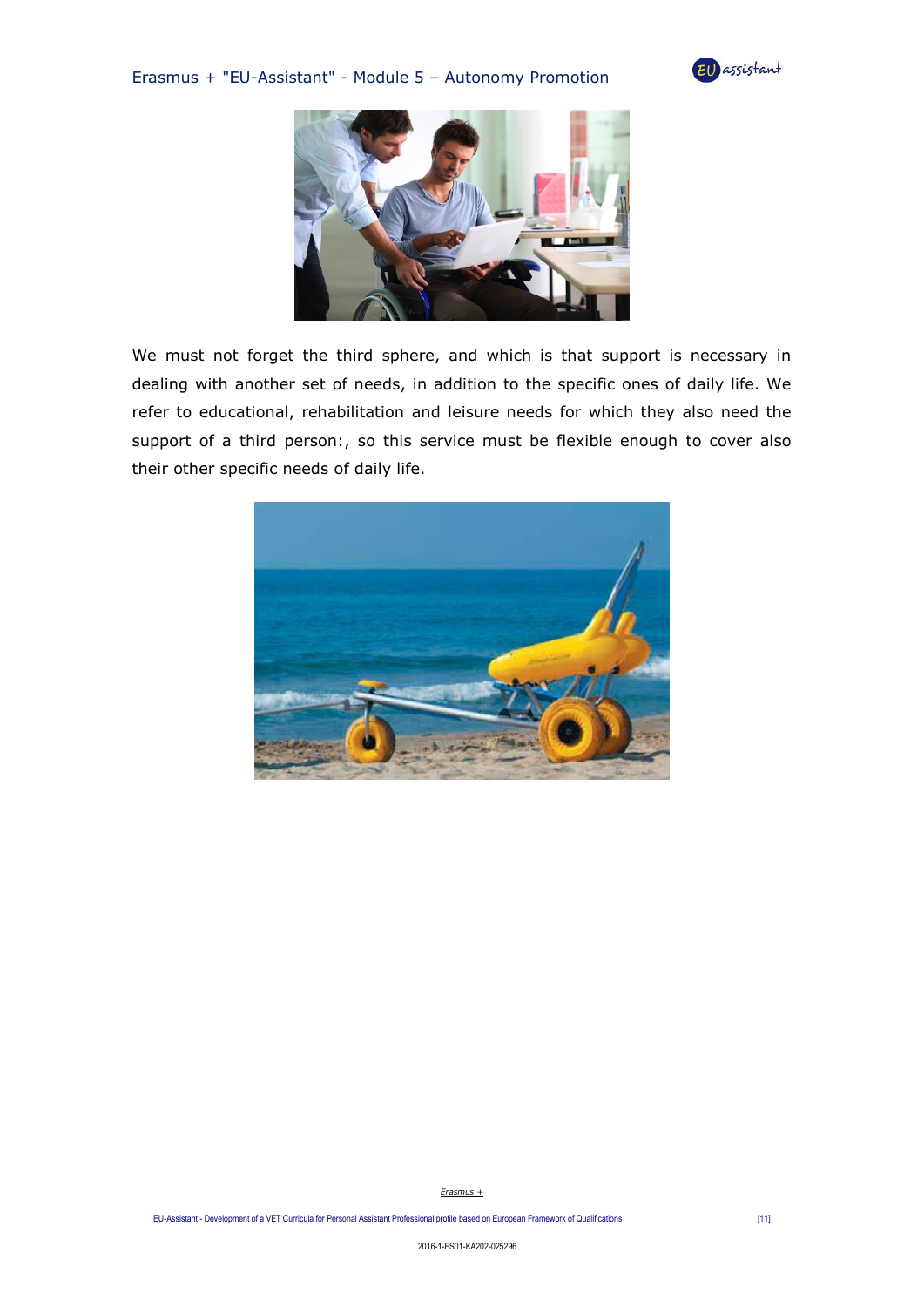We must not forget the third sphere, and which is that support is necessary in dealing with another set of needs, in addition to the specific ones of daily life. We refer to educational, rehabilitation and leisure needs for which they also need the support of a third person:, so this service must be flexible enough to cover also their other specific needs of daily life.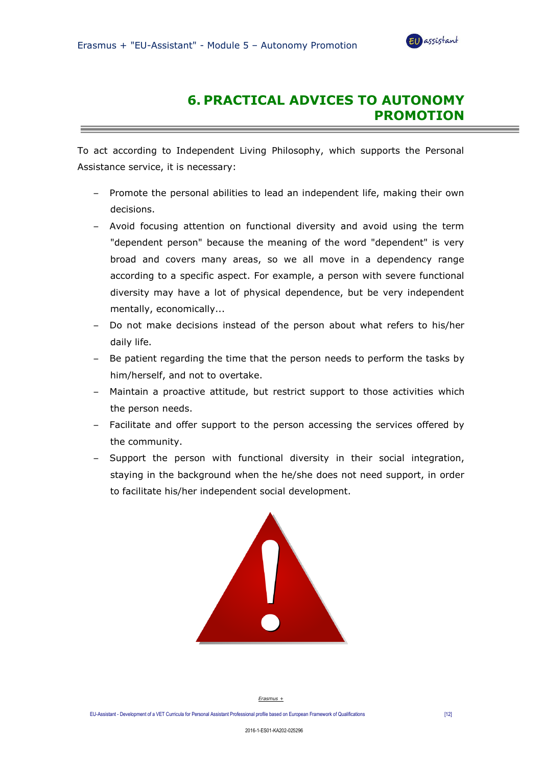# 6. PRACTICAL ADVICES TO AUTONOMY PROMOTION

To act according to Independent Living Philosophy, which supports the Personal Assistance service, it is necessary:

- Promote the personal abilities to lead an independent life, making their own decisions.
- Avoid focusing attention on functional diversity and avoid using the term "dependent person" because the meaning of the word "dependent" is very broad and covers many areas, so we all move in a dependency range according to a specific aspect. For example, a person with severe functional diversity may have a lot of physical dependence, but be very independent mentally, economically...
- Do not make decisions instead of the person about what refers to his/her daily life.
- Be patient regarding the time that the person needs to perform the tasks by him/herself, and not to overtake.
- Maintain a proactive attitude, but restrict support to those activities which the person needs.
- Facilitate and offer support to the person accessing the services offered by the community.
- Support the person with functional diversity in their social integration, staying in the background when the he/she does not need support, in order to facilitate his/her independent social development.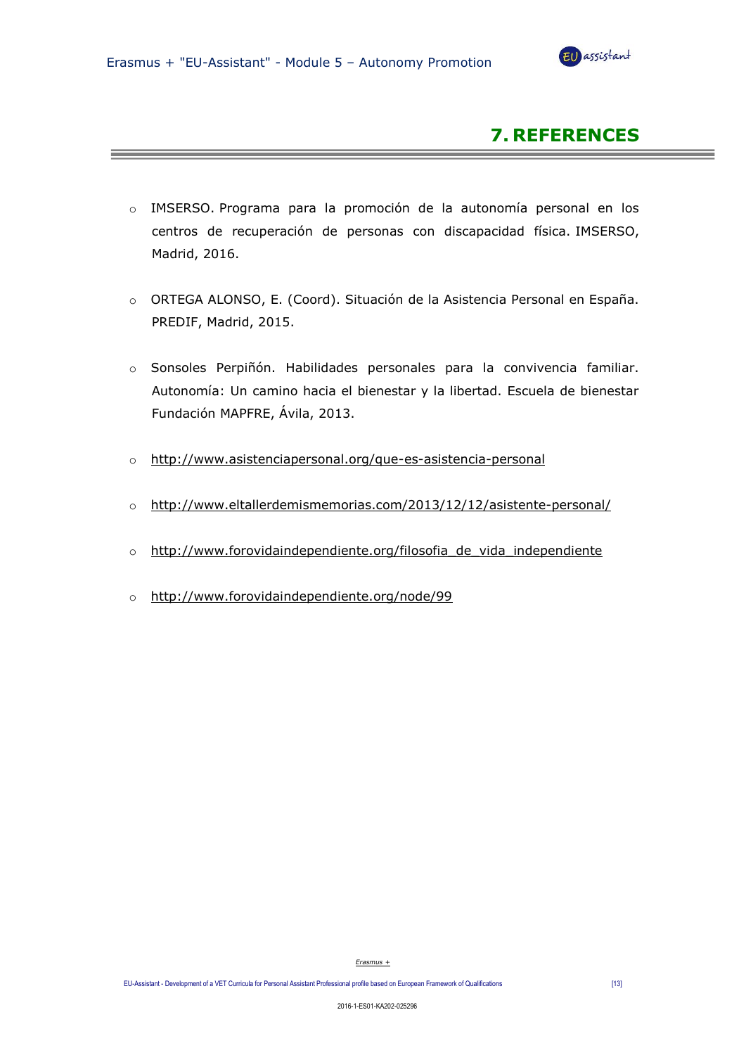# 7. REFERENCES

- IMSERSO. Programa para la promoción de la autonomía personal en los centros de recuperación de personas con discapacidad física. IMSERSO, Madrid, 2016.

- ORTEGA ALONSO, E. (Coord). Situación de la Asistencia Personal en España. PREDIF, Madrid, 2015.

- Sonsoles Perpiñón. Habilidades personales para la convivencia familiar. Autonomía: Un camino hacia el bienestar y la libertad. Escuela de bienestar Fundación MAPFRE, Ávila, 2013.

- http://www.asistenciapersonal.org/que-es-asistencia-personal

- http://www.eltallerdemismemorias.com/2013/12/12/asistente-personal/

- http://www.forovidaindependiente.org/filosofia_de_vida_independiente

- http://www.forovidaindependiente.org/node/99